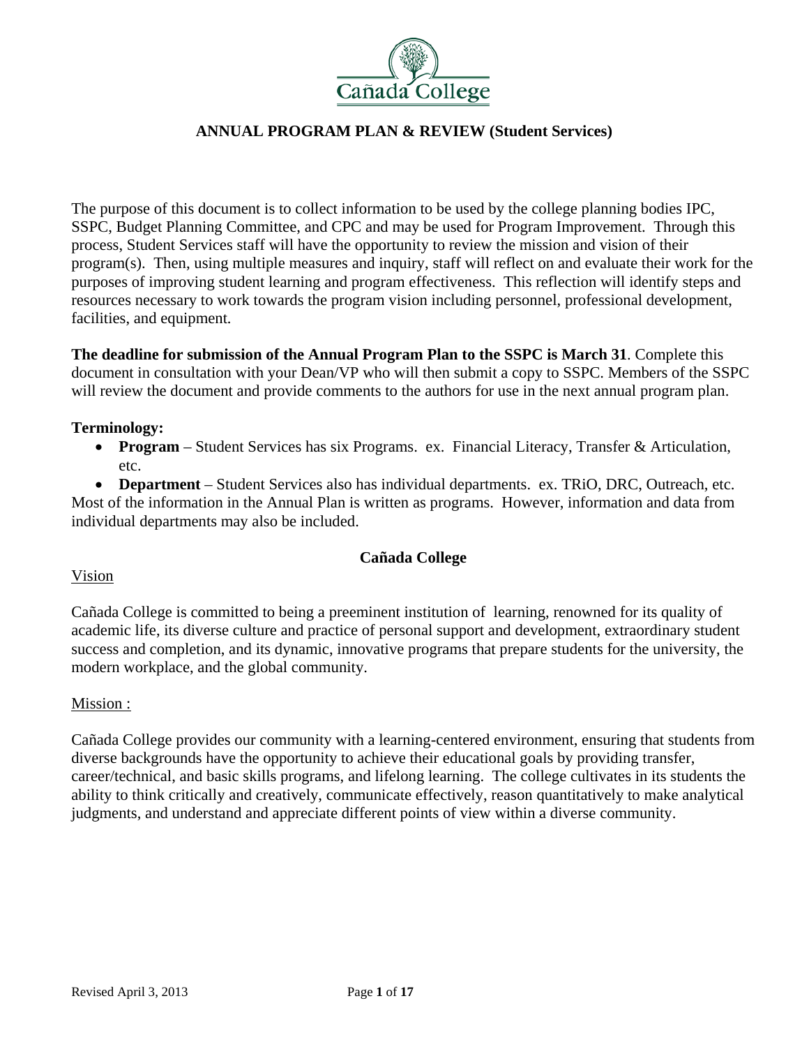# Cañada College

## ANNUAL PROGRAM PLAN & REVIEW (Student Services)

The purpose of this document is to collect information to be used by the college planning bodies IPC, SSPC, Budget Planning Committee, and CPC and may be used for Program Improvement. Through this process, Student Services staff will have the opportunity to review the mission and vision of their program(s). Then, using multiple measures and inquiry, staff will reflect on and evaluate their work for the purposes of improving student learning and program effectiveness. This reflection will identify steps and resources necessary to work towards the program vision including personnel, professional development, facilities, and equipment.

**The deadline for submission of the Annual Program Plan to the SSPC is March 31**. Complete this document in consultation with your Dean/VP who will then submit a copy to SSPC. Members of the SSPC will review the document and provide comments to the authors for use in the next annual program plan.

**Terminology:**

- **Program** – Student Services has six Programs. ex. Financial Literacy, Transfer & Articulation, etc.
- **Department** – Student Services also has individual departments. ex. TRiO, DRC, Outreach, etc.

Most of the information in the Annual Plan is written as programs. However, information and data from individual departments may also be included.

### Cañada College

Vision

Cañada College is committed to being a preeminent institution of learning, renowned for its quality of academic life, its diverse culture and practice of personal support and development, extraordinary student success and completion, and its dynamic, innovative programs that prepare students for the university, the modern workplace, and the global community.

Mission :

Cañada College provides our community with a learning-centered environment, ensuring that students from diverse backgrounds have the opportunity to achieve their educational goals by providing transfer, career/technical, and basic skills programs, and lifelong learning. The college cultivates in its students the ability to think critically and creatively, communicate effectively, reason quantitatively to make analytical judgments, and understand and appreciate different points of view within a diverse community.

Revised April 3, 2013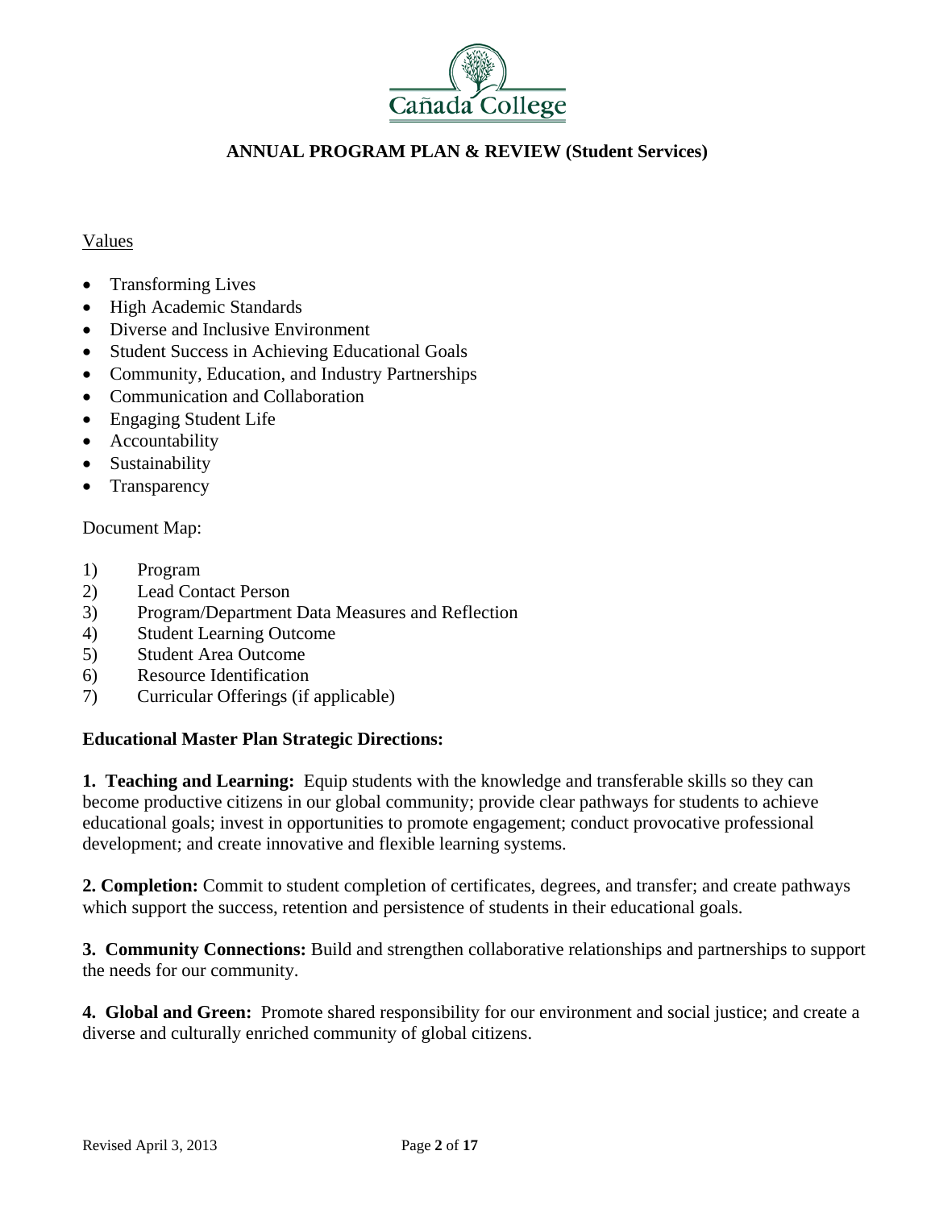**ANNUAL PROGRAM PLAN & REVIEW (Student Services)**

Values

- Transforming Lives
- High Academic Standards
- Diverse and Inclusive Environment
- Student Success in Achieving Educational Goals
- Community, Education, and Industry Partnerships
- Communication and Collaboration
- Engaging Student Life
- Accountability
- Sustainability
- Transparency

Document Map:

1) Program
2) Lead Contact Person
3) Program/Department Data Measures and Reflection
4) Student Learning Outcome
5) Student Area Outcome
6) Resource Identification
7) Curricular Offerings (if applicable)

**Educational Master Plan Strategic Directions:**

**1. Teaching and Learning:** Equip students with the knowledge and transferable skills so they can become productive citizens in our global community; provide clear pathways for students to achieve educational goals; invest in opportunities to promote engagement; conduct provocative professional development; and create innovative and flexible learning systems.

**2. Completion:** Commit to student completion of certificates, degrees, and transfer; and create pathways which support the success, retention and persistence of students in their educational goals.

**3. Community Connections:** Build and strengthen collaborative relationships and partnerships to support the needs for our community.

**4. Global and Green:** Promote shared responsibility for our environment and social justice; and create a diverse and culturally enriched community of global citizens.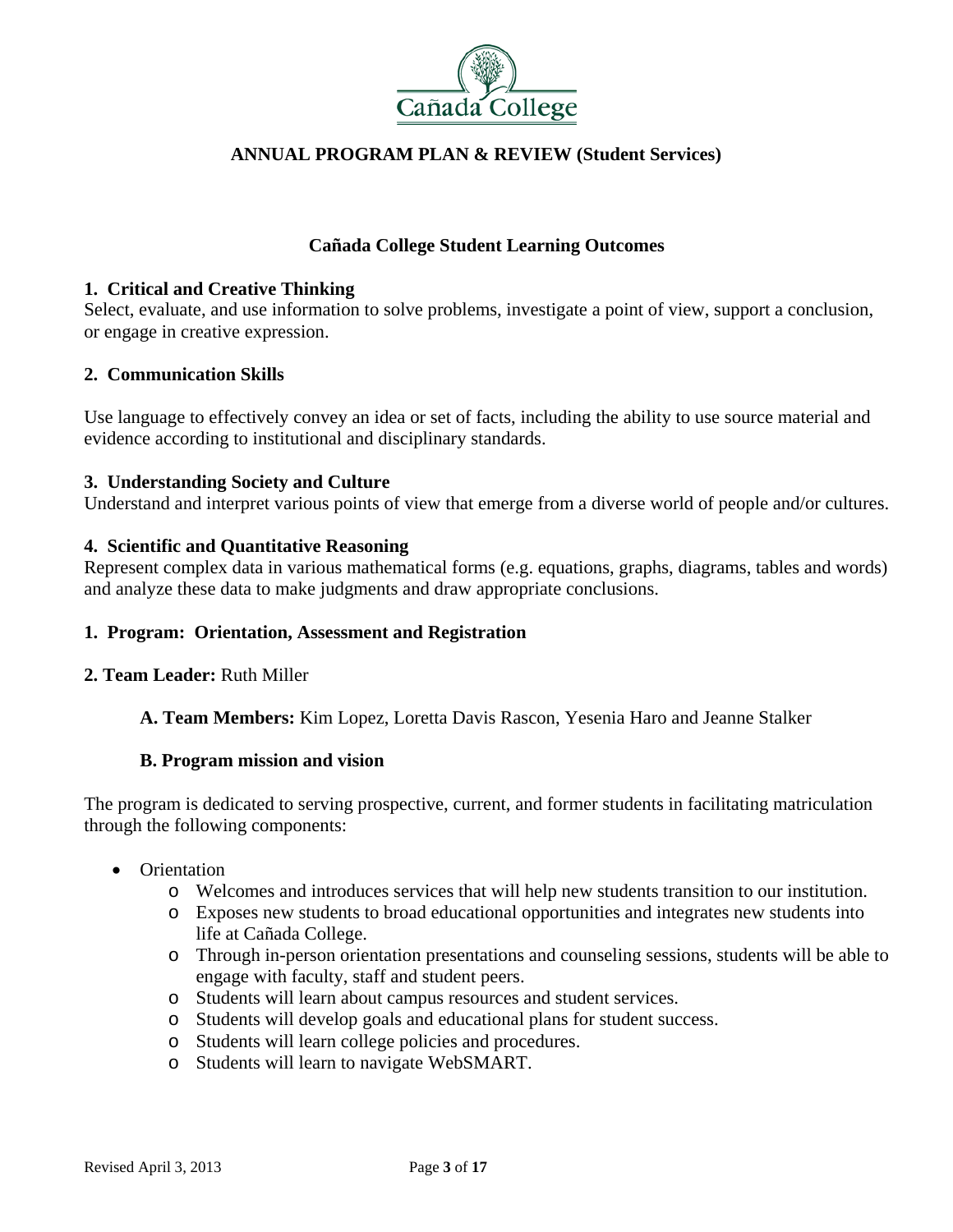## ANNUAL PROGRAM PLAN & REVIEW (Student Services)

### Cañada College Student Learning Outcomes

**1. Critical and Creative Thinking**
Select, evaluate, and use information to solve problems, investigate a point of view, support a conclusion, or engage in creative expression.

**2. Communication Skills**

Use language to effectively convey an idea or set of facts, including the ability to use source material and evidence according to institutional and disciplinary standards.

**3. Understanding Society and Culture**
Understand and interpret various points of view that emerge from a diverse world of people and/or cultures.

**4. Scientific and Quantitative Reasoning**
Represent complex data in various mathematical forms (e.g. equations, graphs, diagrams, tables and words) and analyze these data to make judgments and draw appropriate conclusions.

**1. Program: Orientation, Assessment and Registration**

**2. Team Leader:** Ruth Miller

**A. Team Members:** Kim Lopez, Loretta Davis Rascon, Yesenia Haro and Jeanne Stalker

**B. Program mission and vision**

The program is dedicated to serving prospective, current, and former students in facilitating matriculation through the following components:

- Orientation
  - Welcomes and introduces services that will help new students transition to our institution.
  - Exposes new students to broad educational opportunities and integrates new students into life at Cañada College.
  - Through in-person orientation presentations and counseling sessions, students will be able to engage with faculty, staff and student peers.
  - Students will learn about campus resources and student services.
  - Students will develop goals and educational plans for student success.
  - Students will learn college policies and procedures.
  - Students will learn to navigate WebSMART.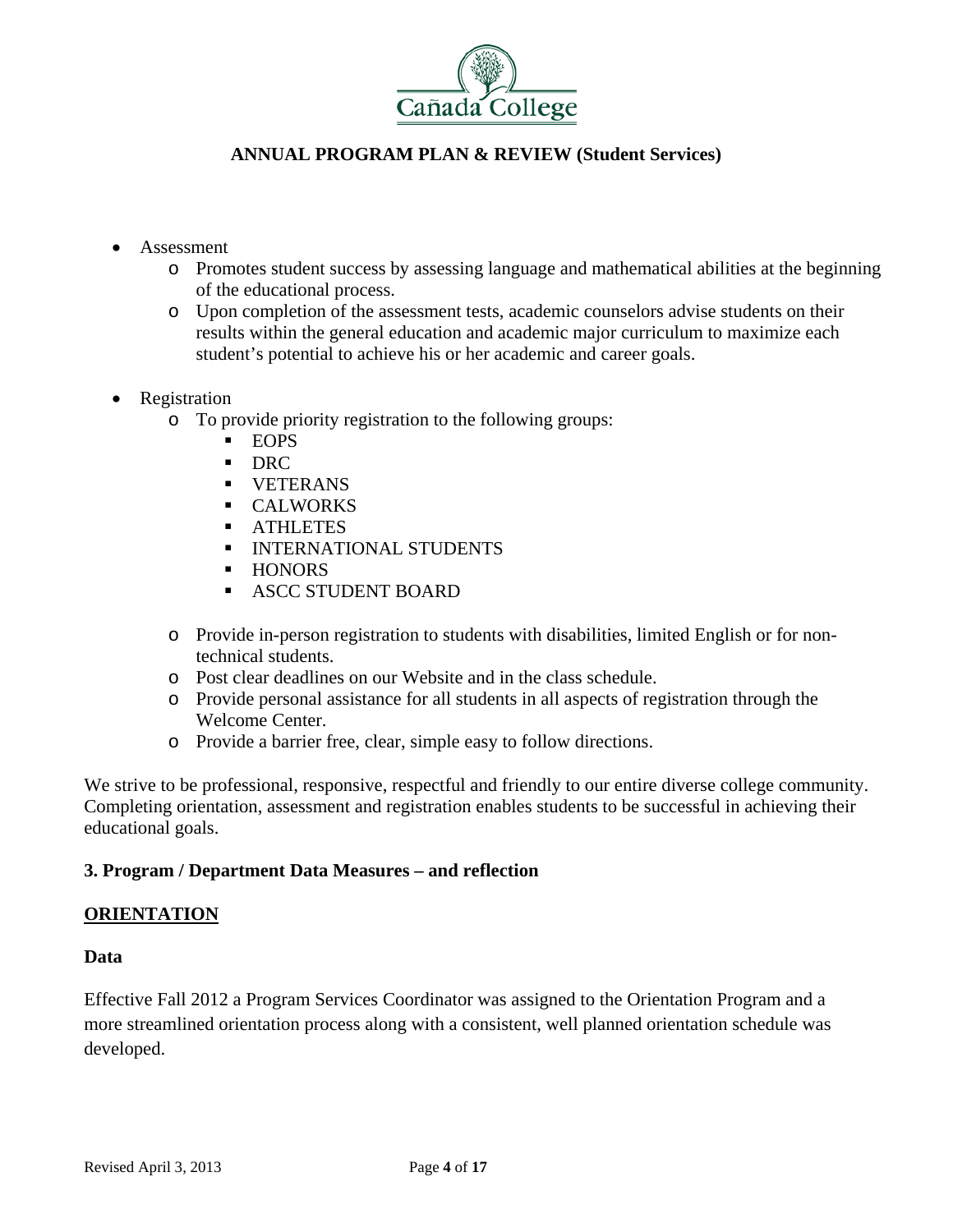- Assessment
    - Promotes student success by assessing language and mathematical abilities at the beginning of the educational process.
    - Upon completion of the assessment tests, academic counselors advise students on their results within the general education and academic major curriculum to maximize each student's potential to achieve his or her academic and career goals.

- Registration
    - To provide priority registration to the following groups:
        - EOPS
        - DRC
        - VETERANS
        - CALWORKS
        - ATHLETES
        - INTERNATIONAL STUDENTS
        - HONORS
        - ASCC STUDENT BOARD
    - Provide in-person registration to students with disabilities, limited English or for non-technical students.
    - Post clear deadlines on our Website and in the class schedule.
    - Provide personal assistance for all students in all aspects of registration through the Welcome Center.
    - Provide a barrier free, clear, simple easy to follow directions.

We strive to be professional, responsive, respectful and friendly to our entire diverse college community. Completing orientation, assessment and registration enables students to be successful in achieving their educational goals.

### 3. Program / Department Data Measures – and reflection

**ORIENTATION**

**Data**

Effective Fall 2012 a Program Services Coordinator was assigned to the Orientation Program and a more streamlined orientation process along with a consistent, well planned orientation schedule was developed.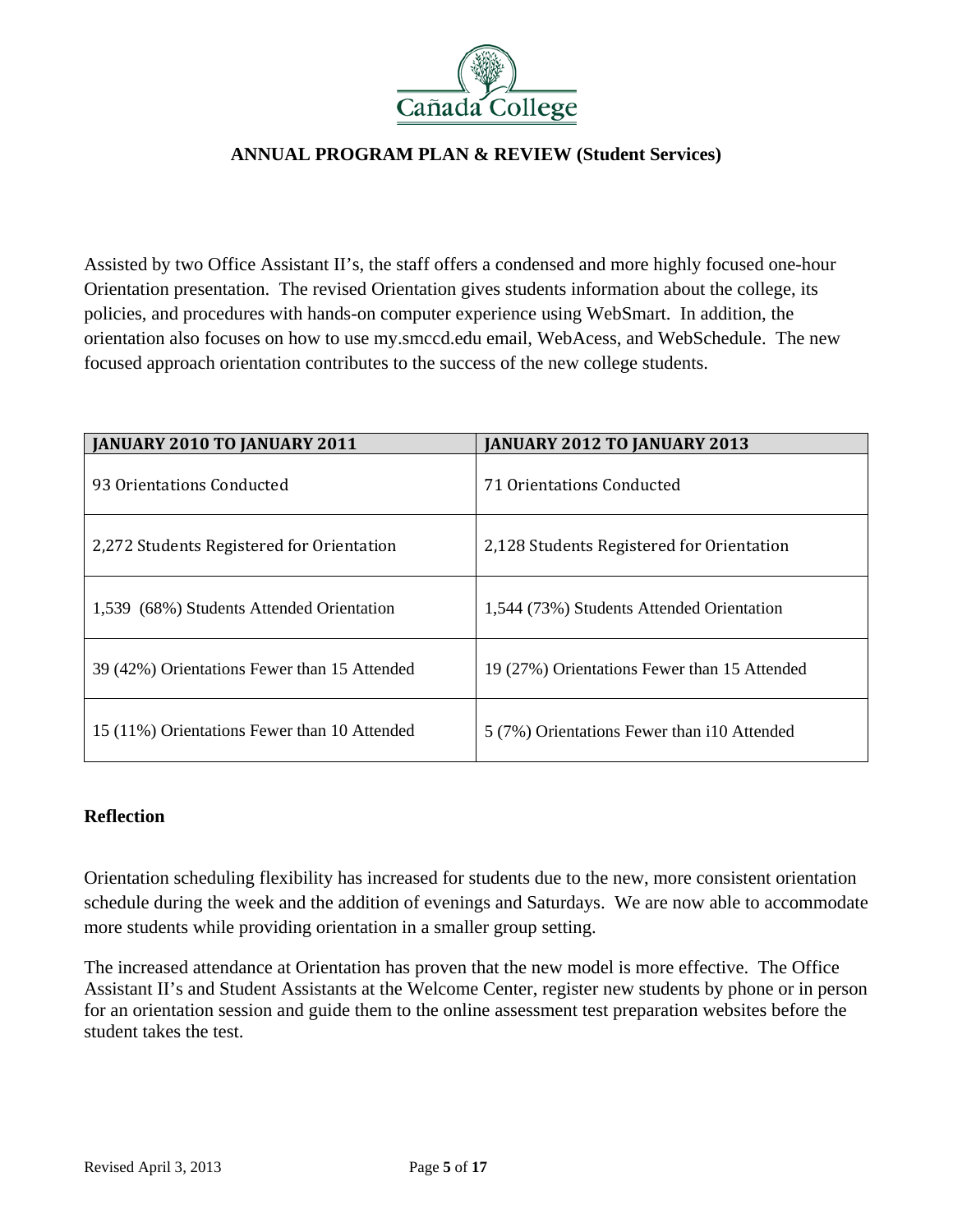Assisted by two Office Assistant II's, the staff offers a condensed and more highly focused one-hour Orientation presentation. The revised Orientation gives students information about the college, its policies, and procedures with hands-on computer experience using WebSmart. In addition, the orientation also focuses on how to use my.smccd.edu email, WebAcess, and WebSchedule. The new focused approach orientation contributes to the success of the new college students.

| JANUARY 2010 TO JANUARY 2011 | JANUARY 2012 TO JANUARY 2013 |
|---|---|
| 93 Orientations Conducted | 71 Orientations Conducted |
| 2,272 Students Registered for Orientation | 2,128 Students Registered for Orientation |
| 1,539 (68%) Students Attended Orientation | 1,544 (73%) Students Attended Orientation |
| 39 (42%) Orientations Fewer than 15 Attended | 19 (27%) Orientations Fewer than 15 Attended |
| 15 (11%) Orientations Fewer than 10 Attended | 5 (7%) Orientations Fewer than i10 Attended |

**Reflection**

Orientation scheduling flexibility has increased for students due to the new, more consistent orientation schedule during the week and the addition of evenings and Saturdays. We are now able to accommodate more students while providing orientation in a smaller group setting.

The increased attendance at Orientation has proven that the new model is more effective. The Office Assistant II's and Student Assistants at the Welcome Center, register new students by phone or in person for an orientation session and guide them to the online assessment test preparation websites before the student takes the test.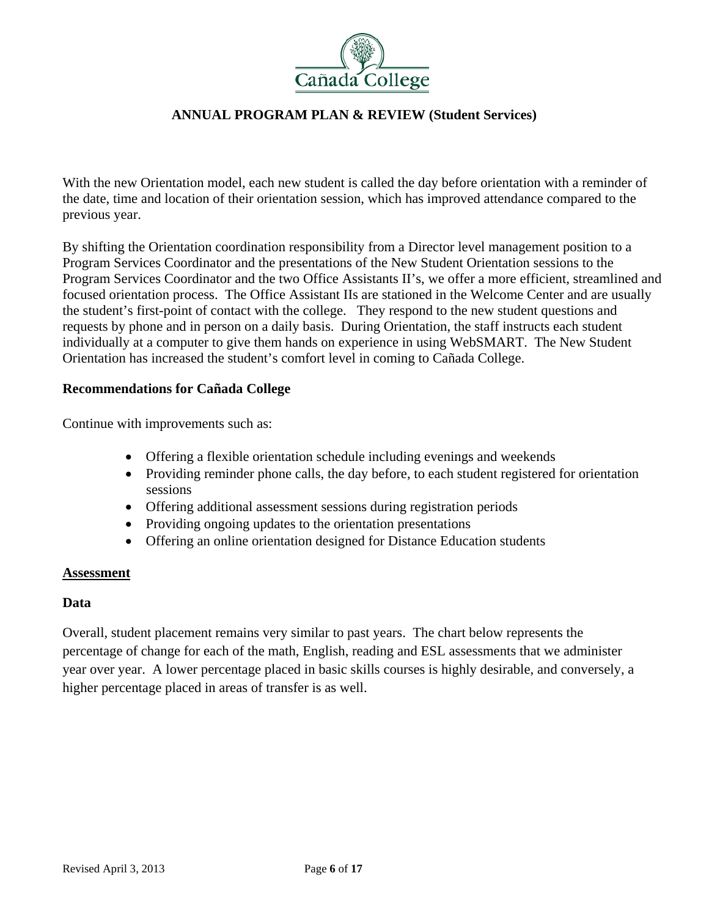With the new Orientation model, each new student is called the day before orientation with a reminder of the date, time and location of their orientation session, which has improved attendance compared to the previous year.

By shifting the Orientation coordination responsibility from a Director level management position to a Program Services Coordinator and the presentations of the New Student Orientation sessions to the Program Services Coordinator and the two Office Assistants II's, we offer a more efficient, streamlined and focused orientation process. The Office Assistant IIs are stationed in the Welcome Center and are usually the student's first-point of contact with the college. They respond to the new student questions and requests by phone and in person on a daily basis. During Orientation, the staff instructs each student individually at a computer to give them hands on experience in using WebSMART. The New Student Orientation has increased the student's comfort level in coming to Cañada College.

**Recommendations for Cañada College**

Continue with improvements such as:

- Offering a flexible orientation schedule including evenings and weekends
- Providing reminder phone calls, the day before, to each student registered for orientation sessions
- Offering additional assessment sessions during registration periods
- Providing ongoing updates to the orientation presentations
- Offering an online orientation designed for Distance Education students

**<u>Assessment</u>**

**Data**

Overall, student placement remains very similar to past years. The chart below represents the percentage of change for each of the math, English, reading and ESL assessments that we administer year over year. A lower percentage placed in basic skills courses is highly desirable, and conversely, a higher percentage placed in areas of transfer is as well.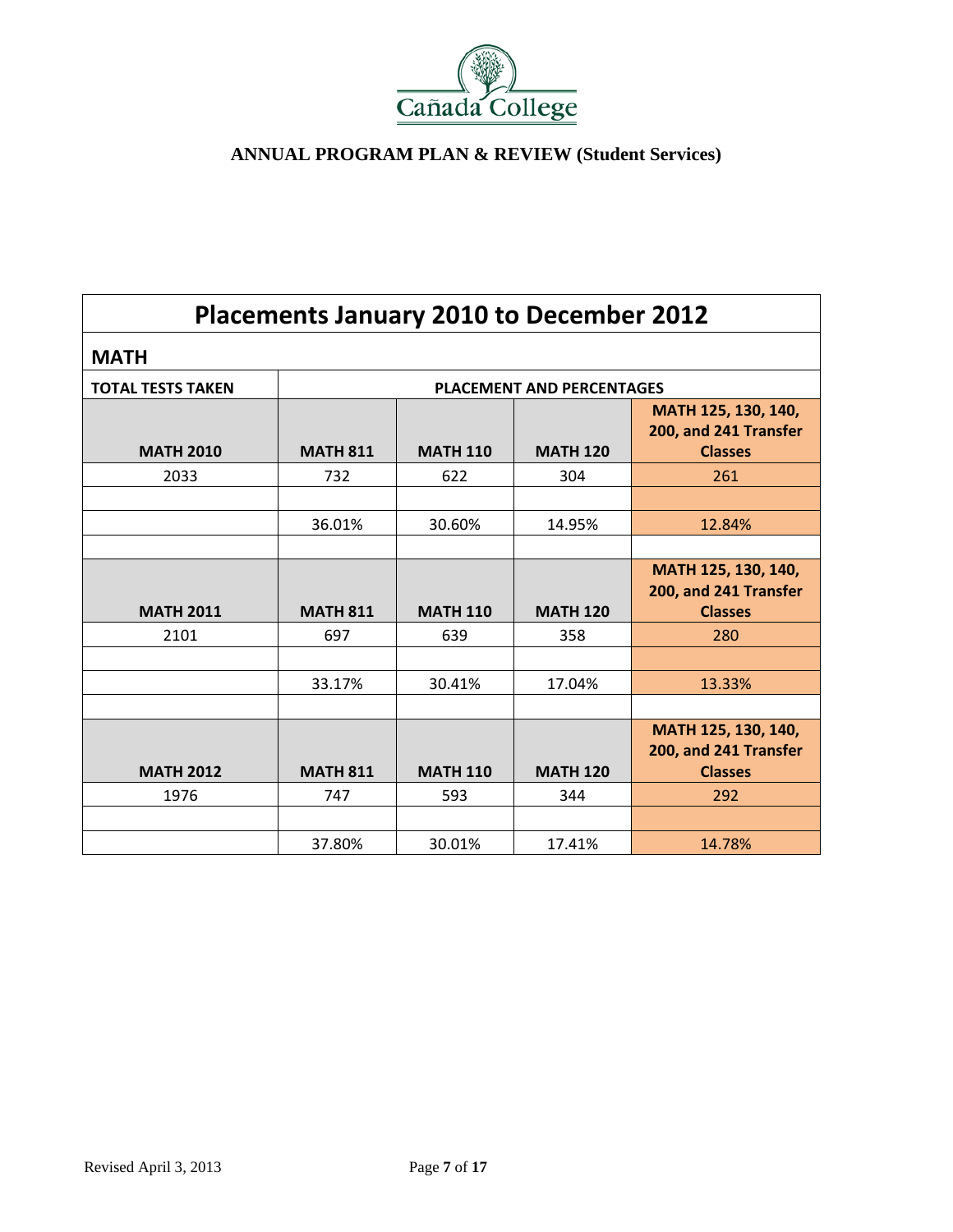## Placements January 2010 to December 2012

| MATH | | | | |
|---|---|---|---|---|
| **TOTAL TESTS TAKEN** | **PLACEMENT AND PERCENTAGES** | | | |
| **MATH 2010** | **MATH 811** | **MATH 110** | **MATH 120** | **MATH 125, 130, 140, 200, and 241 Transfer Classes** |
| 2033 | 732 | 622 | 304 | 261 |
| | | | | |
| | 36.01% | 30.60% | 14.95% | 12.84% |
| | | | | |
| **MATH 2011** | **MATH 811** | **MATH 110** | **MATH 120** | **MATH 125, 130, 140, 200, and 241 Transfer Classes** |
| 2101 | 697 | 639 | 358 | 280 |
| | | | | |
| | 33.17% | 30.41% | 17.04% | 13.33% |
| | | | | |
| **MATH 2012** | **MATH 811** | **MATH 110** | **MATH 120** | **MATH 125, 130, 140, 200, and 241 Transfer Classes** |
| 1976 | 747 | 593 | 344 | 292 |
| | | | | |
| | 37.80% | 30.01% | 17.41% | 14.78% |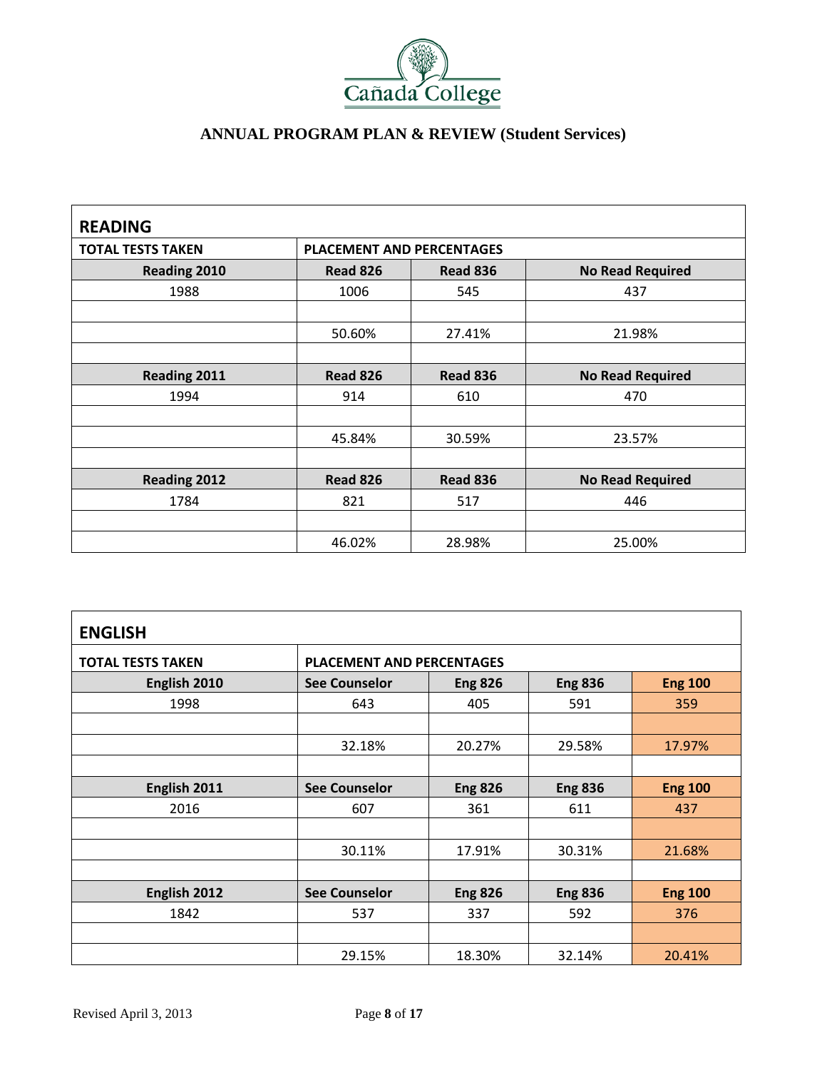# ANNUAL PROGRAM PLAN & REVIEW (Student Services)

## READING

| TOTAL TESTS TAKEN | PLACEMENT AND PERCENTAGES | | |
|---|---|---|---|
| **Reading 2010** | **Read 826** | **Read 836** | **No Read Required** |
| 1988 | 1006 | 545 | 437 |
| | | | |
| | 50.60% | 27.41% | 21.98% |
| | | | |
| **Reading 2011** | **Read 826** | **Read 836** | **No Read Required** |
| 1994 | 914 | 610 | 470 |
| | | | |
| | 45.84% | 30.59% | 23.57% |
| | | | |
| **Reading 2012** | **Read 826** | **Read 836** | **No Read Required** |
| 1784 | 821 | 517 | 446 |
| | | | |
| | 46.02% | 28.98% | 25.00% |

## ENGLISH

| TOTAL TESTS TAKEN | PLACEMENT AND PERCENTAGES | | | |
|---|---|---|---|---|
| **English 2010** | **See Counselor** | **Eng 826** | **Eng 836** | **Eng 100** |
| 1998 | 643 | 405 | 591 | 359 |
| | | | | |
| | 32.18% | 20.27% | 29.58% | 17.97% |
| | | | | |
| **English 2011** | **See Counselor** | **Eng 826** | **Eng 836** | **Eng 100** |
| 2016 | 607 | 361 | 611 | 437 |
| | | | | |
| | 30.11% | 17.91% | 30.31% | 21.68% |
| | | | | |
| **English 2012** | **See Counselor** | **Eng 826** | **Eng 836** | **Eng 100** |
| 1842 | 537 | 337 | 592 | 376 |
| | | | | |
| | 29.15% | 18.30% | 32.14% | 20.41% |

Revised April 3, 2013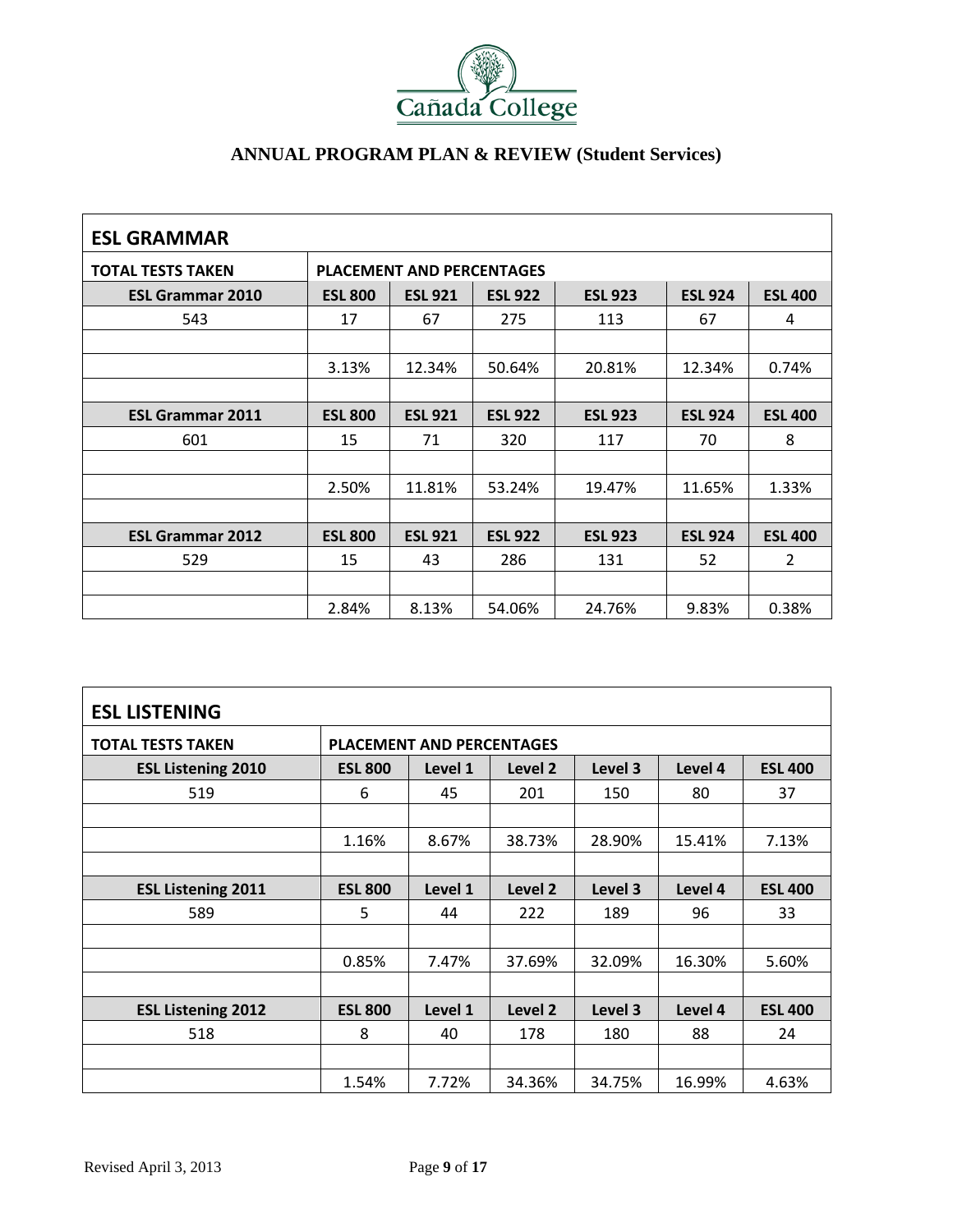## ANNUAL PROGRAM PLAN & REVIEW (Student Services)

| ESL GRAMMAR | | | | | | |
|---|---|---|---|---|---|---|
| **TOTAL TESTS TAKEN** | **PLACEMENT AND PERCENTAGES** | | | | | |
| **ESL Grammar 2010** | **ESL 800** | **ESL 921** | **ESL 922** | **ESL 923** | **ESL 924** | **ESL 400** |
| 543 | 17 | 67 | 275 | 113 | 67 | 4 |
| | | | | | | |
| | 3.13% | 12.34% | 50.64% | 20.81% | 12.34% | 0.74% |
| | | | | | | |
| **ESL Grammar 2011** | **ESL 800** | **ESL 921** | **ESL 922** | **ESL 923** | **ESL 924** | **ESL 400** |
| 601 | 15 | 71 | 320 | 117 | 70 | 8 |
| | | | | | | |
| | 2.50% | 11.81% | 53.24% | 19.47% | 11.65% | 1.33% |
| | | | | | | |
| **ESL Grammar 2012** | **ESL 800** | **ESL 921** | **ESL 922** | **ESL 923** | **ESL 924** | **ESL 400** |
| 529 | 15 | 43 | 286 | 131 | 52 | 2 |
| | | | | | | |
| | 2.84% | 8.13% | 54.06% | 24.76% | 9.83% | 0.38% |

| ESL LISTENING | | | | | | |
|---|---|---|---|---|---|---|
| **TOTAL TESTS TAKEN** | **PLACEMENT AND PERCENTAGES** | | | | | |
| **ESL Listening 2010** | **ESL 800** | **Level 1** | **Level 2** | **Level 3** | **Level 4** | **ESL 400** |
| 519 | 6 | 45 | 201 | 150 | 80 | 37 |
| | | | | | | |
| | 1.16% | 8.67% | 38.73% | 28.90% | 15.41% | 7.13% |
| | | | | | | |
| **ESL Listening 2011** | **ESL 800** | **Level 1** | **Level 2** | **Level 3** | **Level 4** | **ESL 400** |
| 589 | 5 | 44 | 222 | 189 | 96 | 33 |
| | | | | | | |
| | 0.85% | 7.47% | 37.69% | 32.09% | 16.30% | 5.60% |
| | | | | | | |
| **ESL Listening 2012** | **ESL 800** | **Level 1** | **Level 2** | **Level 3** | **Level 4** | **ESL 400** |
| 518 | 8 | 40 | 178 | 180 | 88 | 24 |
| | | | | | | |
| | 1.54% | 7.72% | 34.36% | 34.75% | 16.99% | 4.63% |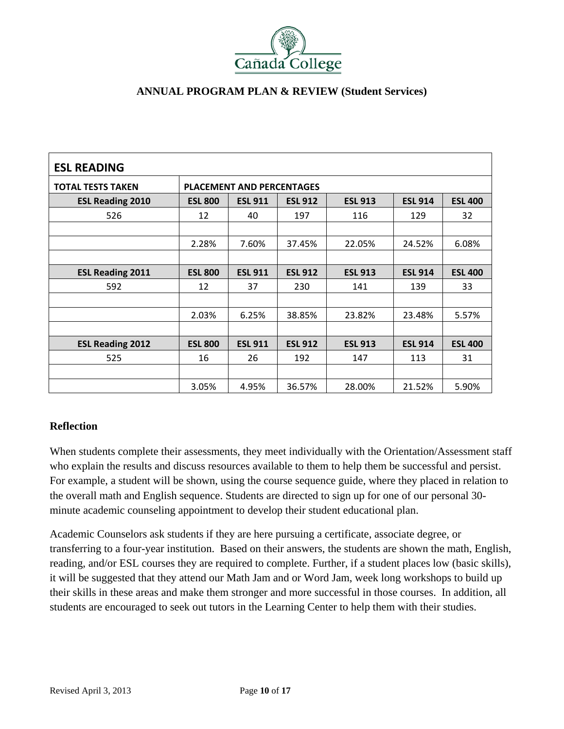## ESL READING

| TOTAL TESTS TAKEN | PLACEMENT AND PERCENTAGES | | | | | |
|---|---|---|---|---|---|---|
| **ESL Reading 2010** | **ESL 800** | **ESL 911** | **ESL 912** | **ESL 913** | **ESL 914** | **ESL 400** |
| 526 | 12 | 40 | 197 | 116 | 129 | 32 |
| | | | | | | |
| | 2.28% | 7.60% | 37.45% | 22.05% | 24.52% | 6.08% |
| | | | | | | |
| **ESL Reading 2011** | **ESL 800** | **ESL 911** | **ESL 912** | **ESL 913** | **ESL 914** | **ESL 400** |
| 592 | 12 | 37 | 230 | 141 | 139 | 33 |
| | | | | | | |
| | 2.03% | 6.25% | 38.85% | 23.82% | 23.48% | 5.57% |
| | | | | | | |
| **ESL Reading 2012** | **ESL 800** | **ESL 911** | **ESL 912** | **ESL 913** | **ESL 914** | **ESL 400** |
| 525 | 16 | 26 | 192 | 147 | 113 | 31 |
| | | | | | | |
| | 3.05% | 4.95% | 36.57% | 28.00% | 21.52% | 5.90% |

### Reflection

When students complete their assessments, they meet individually with the Orientation/Assessment staff who explain the results and discuss resources available to them to help them be successful and persist. For example, a student will be shown, using the course sequence guide, where they placed in relation to the overall math and English sequence. Students are directed to sign up for one of our personal 30-minute academic counseling appointment to develop their student educational plan.

Academic Counselors ask students if they are here pursuing a certificate, associate degree, or transferring to a four-year institution. Based on their answers, the students are shown the math, English, reading, and/or ESL courses they are required to complete. Further, if a student places low (basic skills), it will be suggested that they attend our Math Jam and or Word Jam, week long workshops to build up their skills in these areas and make them stronger and more successful in those courses. In addition, all students are encouraged to seek out tutors in the Learning Center to help them with their studies.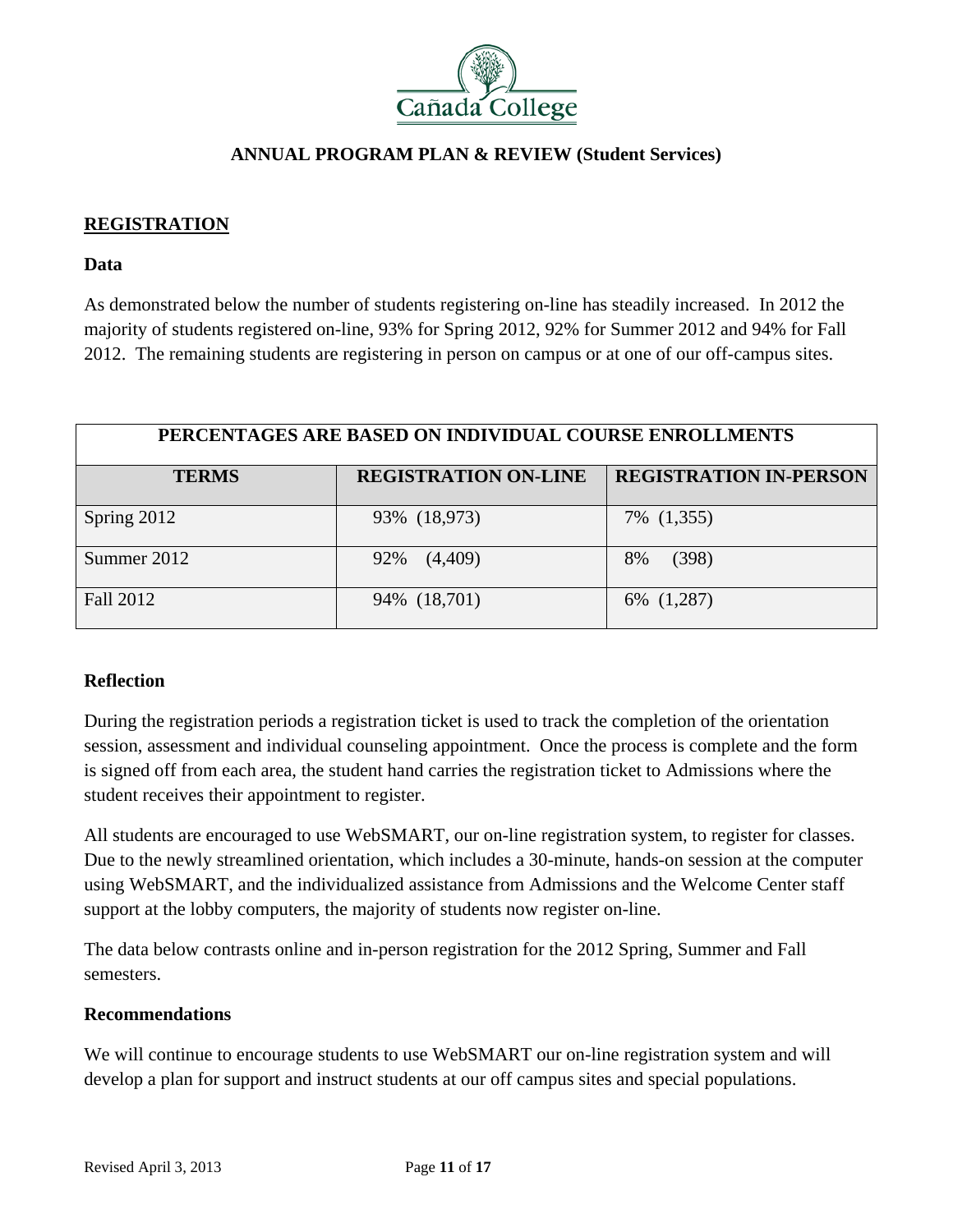**ANNUAL PROGRAM PLAN & REVIEW (Student Services)**

## REGISTRATION

### Data

As demonstrated below the number of students registering on-line has steadily increased. In 2012 the majority of students registered on-line, 93% for Spring 2012, 92% for Summer 2012 and 94% for Fall 2012. The remaining students are registering in person on campus or at one of our off-campus sites.

| PERCENTAGES ARE BASED ON INDIVIDUAL COURSE ENROLLMENTS | | |
|---|---|---|
| **TERMS** | **REGISTRATION ON-LINE** | **REGISTRATION IN-PERSON** |
| Spring 2012 | 93% (18,973) | 7% (1,355) |
| Summer 2012 | 92% (4,409) | 8% (398) |
| Fall 2012 | 94% (18,701) | 6% (1,287) |

### Reflection

During the registration periods a registration ticket is used to track the completion of the orientation session, assessment and individual counseling appointment. Once the process is complete and the form is signed off from each area, the student hand carries the registration ticket to Admissions where the student receives their appointment to register.

All students are encouraged to use WebSMART, our on-line registration system, to register for classes. Due to the newly streamlined orientation, which includes a 30-minute, hands-on session at the computer using WebSMART, and the individualized assistance from Admissions and the Welcome Center staff support at the lobby computers, the majority of students now register on-line.

The data below contrasts online and in-person registration for the 2012 Spring, Summer and Fall semesters.

### Recommendations

We will continue to encourage students to use WebSMART our on-line registration system and will develop a plan for support and instruct students at our off campus sites and special populations.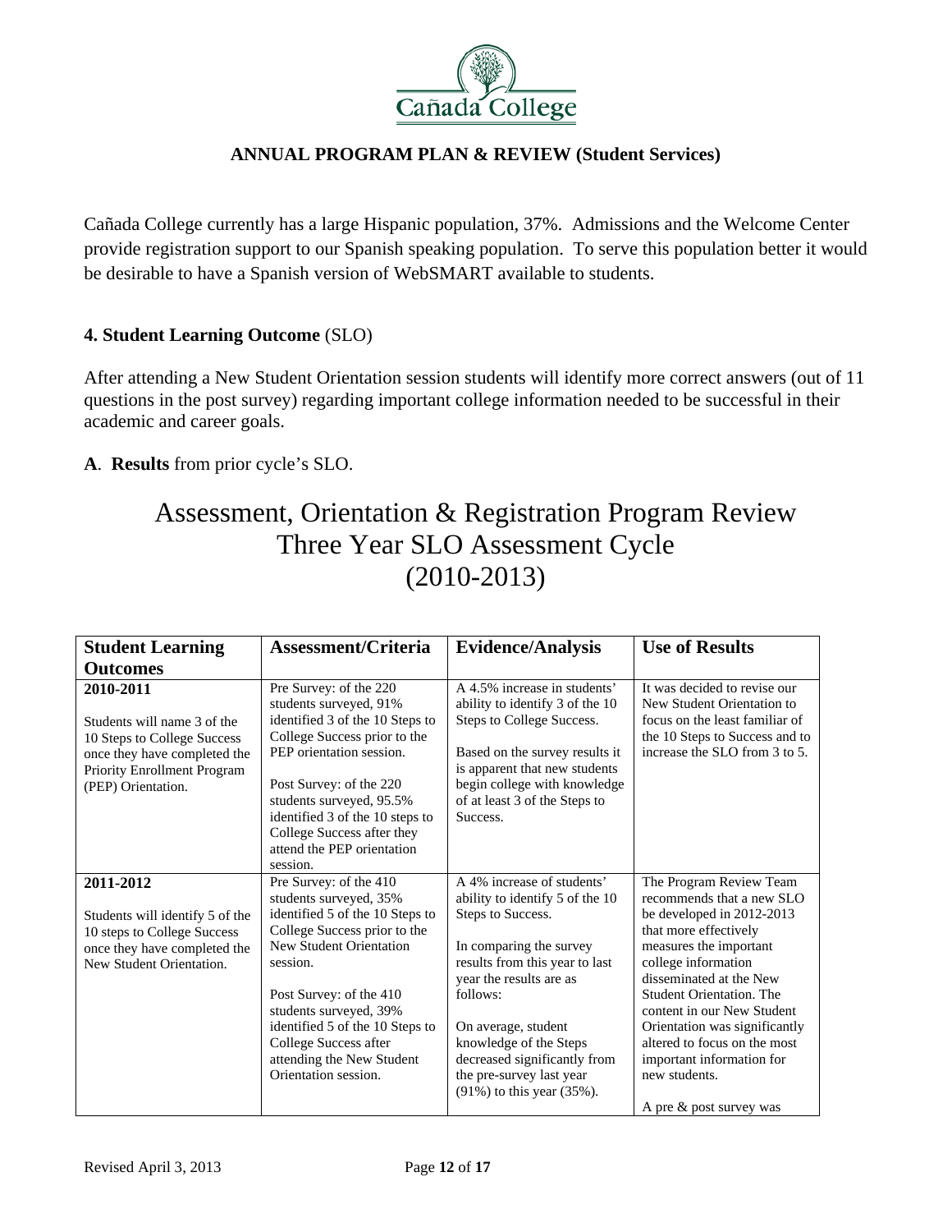Cañada College currently has a large Hispanic population, 37%. Admissions and the Welcome Center provide registration support to our Spanish speaking population. To serve this population better it would be desirable to have a Spanish version of WebSMART available to students.

### 4. Student Learning Outcome (SLO)

After attending a New Student Orientation session students will identify more correct answers (out of 11 questions in the post survey) regarding important college information needed to be successful in their academic and career goals.

**A**. **Results** from prior cycle's SLO.

## Assessment, Orientation & Registration Program Review Three Year SLO Assessment Cycle (2010-2013)

| Student Learning Outcomes | Assessment/Criteria | Evidence/Analysis | Use of Results |
|---|---|---|---|
| **2010-2011**<br><br>Students will name 3 of the 10 Steps to College Success once they have completed the Priority Enrollment Program (PEP) Orientation. | Pre Survey: of the 220 students surveyed, 91% identified 3 of the 10 Steps to College Success prior to the PEP orientation session.<br><br>Post Survey: of the 220 students surveyed, 95.5% identified 3 of the 10 steps to College Success after they attend the PEP orientation session. | A 4.5% increase in students' ability to identify 3 of the 10 Steps to College Success.<br><br>Based on the survey results it is apparent that new students begin college with knowledge of at least 3 of the Steps to Success. | It was decided to revise our New Student Orientation to focus on the least familiar of the 10 Steps to Success and to increase the SLO from 3 to 5. |
| **2011-2012**<br><br>Students will identify 5 of the 10 steps to College Success once they have completed the New Student Orientation. | Pre Survey: of the 410 students surveyed, 35% identified 5 of the 10 Steps to College Success prior to the New Student Orientation session.<br><br>Post Survey: of the 410 students surveyed, 39% identified 5 of the 10 Steps to College Success after attending the New Student Orientation session. | A 4% increase of students' ability to identify 5 of the 10 Steps to Success.<br><br>In comparing the survey results from this year to last year the results are as follows:<br><br>On average, student knowledge of the Steps decreased significantly from the pre-survey last year (91%) to this year (35%). | The Program Review Team recommends that a new SLO be developed in 2012-2013 that more effectively measures the important college information disseminated at the New Student Orientation. The content in our New Student Orientation was significantly altered to focus on the most important information for new students.<br><br>A pre & post survey was |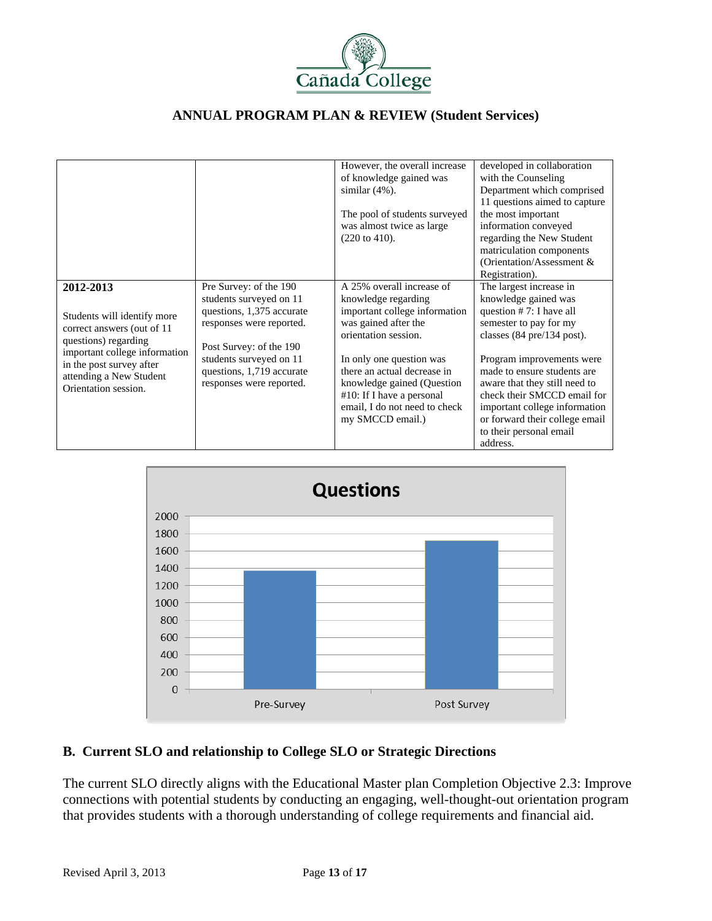| | | | |
|---|---|---|---|
| | | However, the overall increase of knowledge gained was similar (4%).<br><br>The pool of students surveyed was almost twice as large (220 to 410). | developed in collaboration with the Counseling Department which comprised 11 questions aimed to capture the most important information conveyed regarding the New Student matriculation components (Orientation/Assessment & Registration). |
| **2012-2013**<br><br>Students will identify more correct answers (out of 11 questions) regarding important college information in the post survey after attending a New Student Orientation session. | Pre Survey: of the 190 students surveyed on 11 questions, 1,375 accurate responses were reported.<br><br>Post Survey: of the 190 students surveyed on 11 questions, 1,719 accurate responses were reported. | A 25% overall increase of knowledge regarding important college information was gained after the orientation session.<br><br>In only one question was there an actual decrease in knowledge gained (Question #10: If I have a personal email, I do not need to check my SMCCD email.) | The largest increase in knowledge gained was question # 7: I have all semester to pay for my classes (84 pre/134 post).<br><br>Program improvements were made to ensure students are aware that they still need to check their SMCCD email for important college information or forward their college email to their personal email address. |

**Questions**

| | Value |
|---|---|
| Pre-Survey | 1375 |
| Post Survey | 1719 |

## B. Current SLO and relationship to College SLO or Strategic Directions

The current SLO directly aligns with the Educational Master plan Completion Objective 2.3: Improve connections with potential students by conducting an engaging, well-thought-out orientation program that provides students with a thorough understanding of college requirements and financial aid.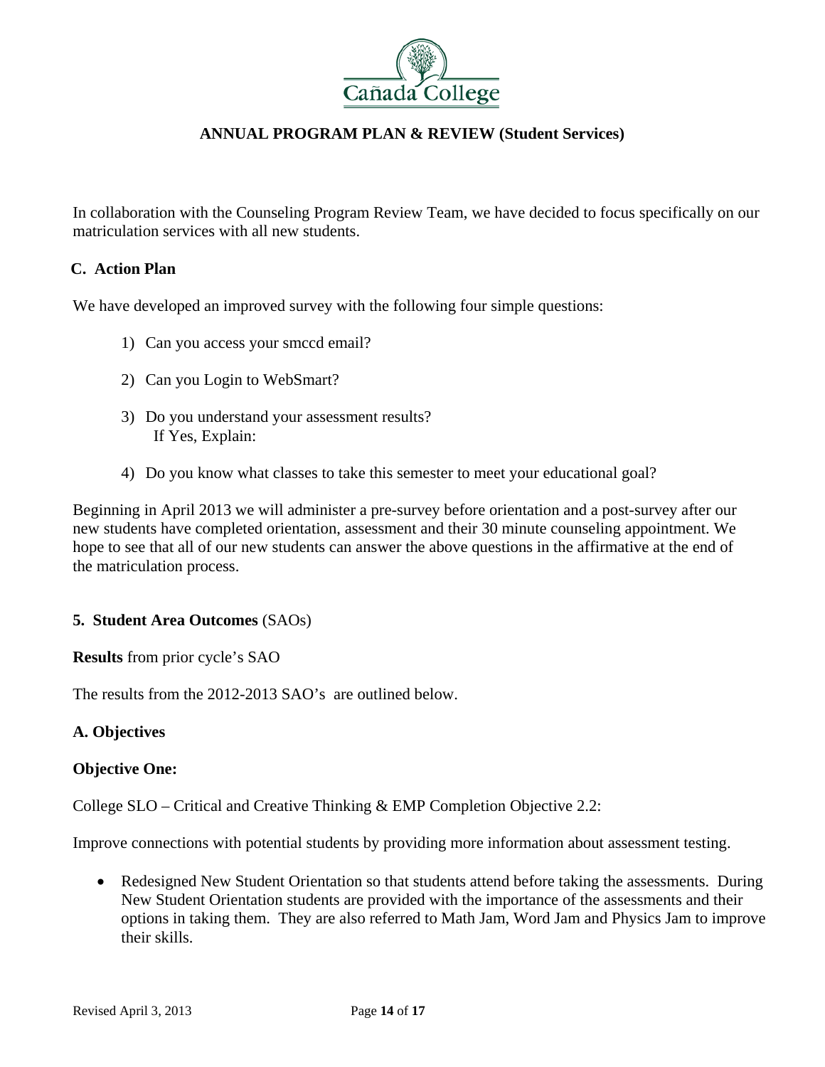**ANNUAL PROGRAM PLAN & REVIEW (Student Services)**

In collaboration with the Counseling Program Review Team, we have decided to focus specifically on our matriculation services with all new students.

**C. Action Plan**

We have developed an improved survey with the following four simple questions:

1) Can you access your smccd email?
2) Can you Login to WebSmart?
3) Do you understand your assessment results?
   If Yes, Explain:
4) Do you know what classes to take this semester to meet your educational goal?

Beginning in April 2013 we will administer a pre-survey before orientation and a post-survey after our new students have completed orientation, assessment and their 30 minute counseling appointment. We hope to see that all of our new students can answer the above questions in the affirmative at the end of the matriculation process.

**5. Student Area Outcomes** (SAOs)

**Results** from prior cycle's SAO

The results from the 2012-2013 SAO's are outlined below.

**A. Objectives**

**Objective One:**

College SLO – Critical and Creative Thinking & EMP Completion Objective 2.2:

Improve connections with potential students by providing more information about assessment testing.

- Redesigned New Student Orientation so that students attend before taking the assessments. During New Student Orientation students are provided with the importance of the assessments and their options in taking them. They are also referred to Math Jam, Word Jam and Physics Jam to improve their skills.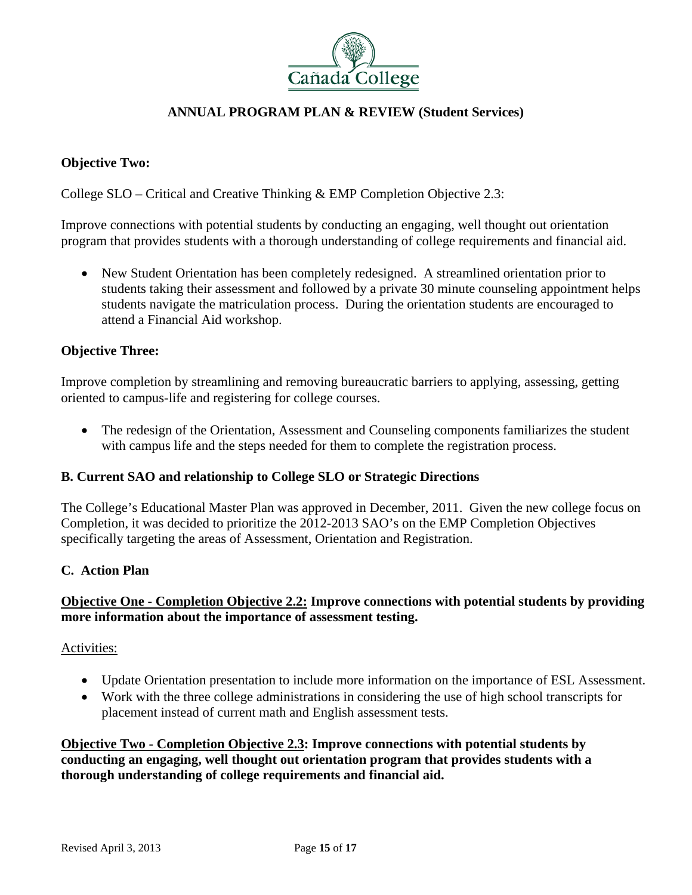**Objective Two:**

College SLO – Critical and Creative Thinking & EMP Completion Objective 2.3:

Improve connections with potential students by conducting an engaging, well thought out orientation program that provides students with a thorough understanding of college requirements and financial aid.

- New Student Orientation has been completely redesigned. A streamlined orientation prior to students taking their assessment and followed by a private 30 minute counseling appointment helps students navigate the matriculation process. During the orientation students are encouraged to attend a Financial Aid workshop.

**Objective Three:**

Improve completion by streamlining and removing bureaucratic barriers to applying, assessing, getting oriented to campus-life and registering for college courses.

- The redesign of the Orientation, Assessment and Counseling components familiarizes the student with campus life and the steps needed for them to complete the registration process.

### B. Current SAO and relationship to College SLO or Strategic Directions

The College's Educational Master Plan was approved in December, 2011. Given the new college focus on Completion, it was decided to prioritize the 2012-2013 SAO's on the EMP Completion Objectives specifically targeting the areas of Assessment, Orientation and Registration.

### C. Action Plan

**Objective One - Completion Objective 2.2: Improve connections with potential students by providing more information about the importance of assessment testing.**

Activities:

- Update Orientation presentation to include more information on the importance of ESL Assessment.
- Work with the three college administrations in considering the use of high school transcripts for placement instead of current math and English assessment tests.

**Objective Two - Completion Objective 2.3: Improve connections with potential students by conducting an engaging, well thought out orientation program that provides students with a thorough understanding of college requirements and financial aid.**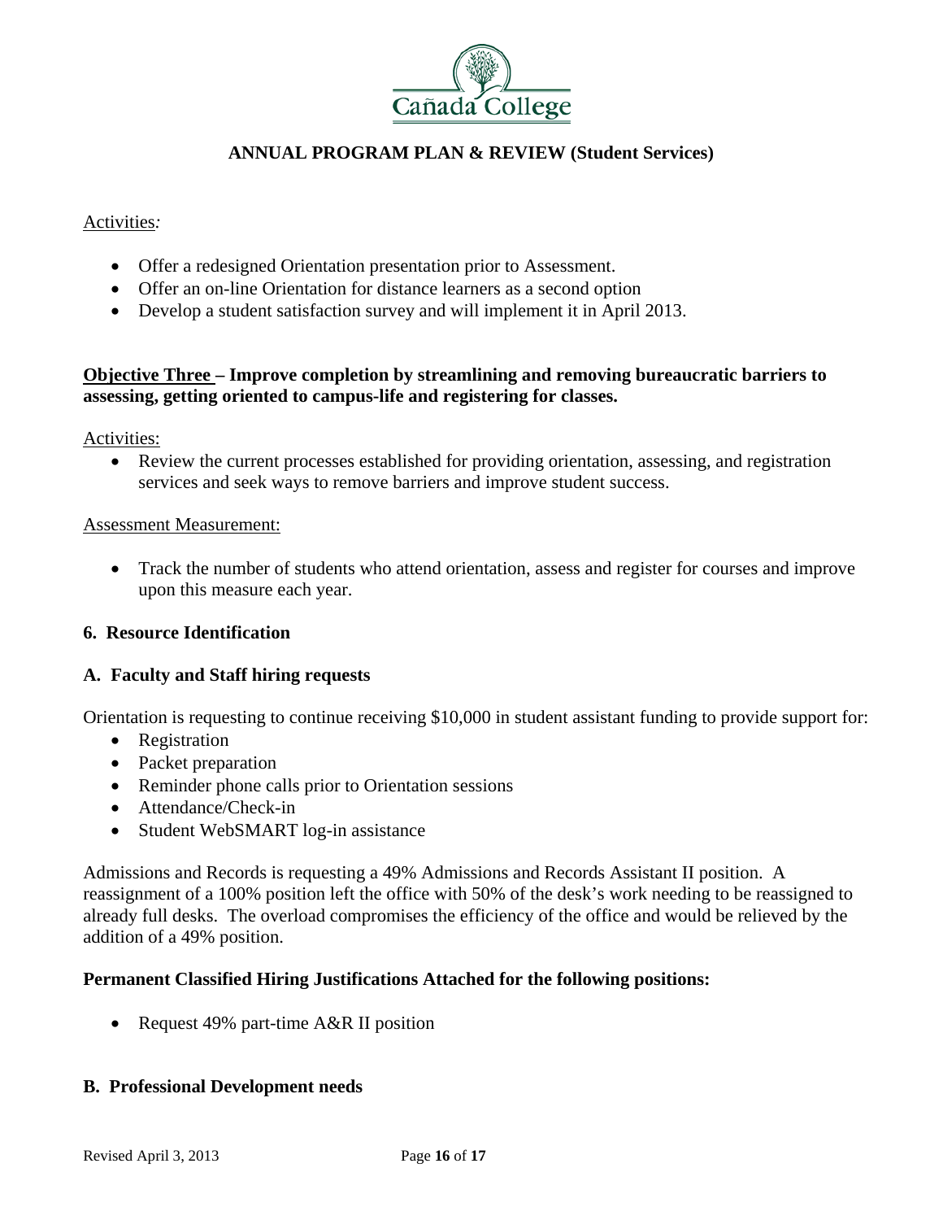Activities*:*

- Offer a redesigned Orientation presentation prior to Assessment.
- Offer an on-line Orientation for distance learners as a second option
- Develop a student satisfaction survey and will implement it in April 2013.

**Objective Three – Improve completion by streamlining and removing bureaucratic barriers to assessing, getting oriented to campus-life and registering for classes.**

Activities:

- Review the current processes established for providing orientation, assessing, and registration services and seek ways to remove barriers and improve student success.

Assessment Measurement:

- Track the number of students who attend orientation, assess and register for courses and improve upon this measure each year.

### 6. Resource Identification

### A. Faculty and Staff hiring requests

Orientation is requesting to continue receiving $10,000 in student assistant funding to provide support for:

- Registration
- Packet preparation
- Reminder phone calls prior to Orientation sessions
- Attendance/Check-in
- Student WebSMART log-in assistance

Admissions and Records is requesting a 49% Admissions and Records Assistant II position. A reassignment of a 100% position left the office with 50% of the desk's work needing to be reassigned to already full desks. The overload compromises the efficiency of the office and would be relieved by the addition of a 49% position.

**Permanent Classified Hiring Justifications Attached for the following positions:**

- Request 49% part-time A&R II position

### B. Professional Development needs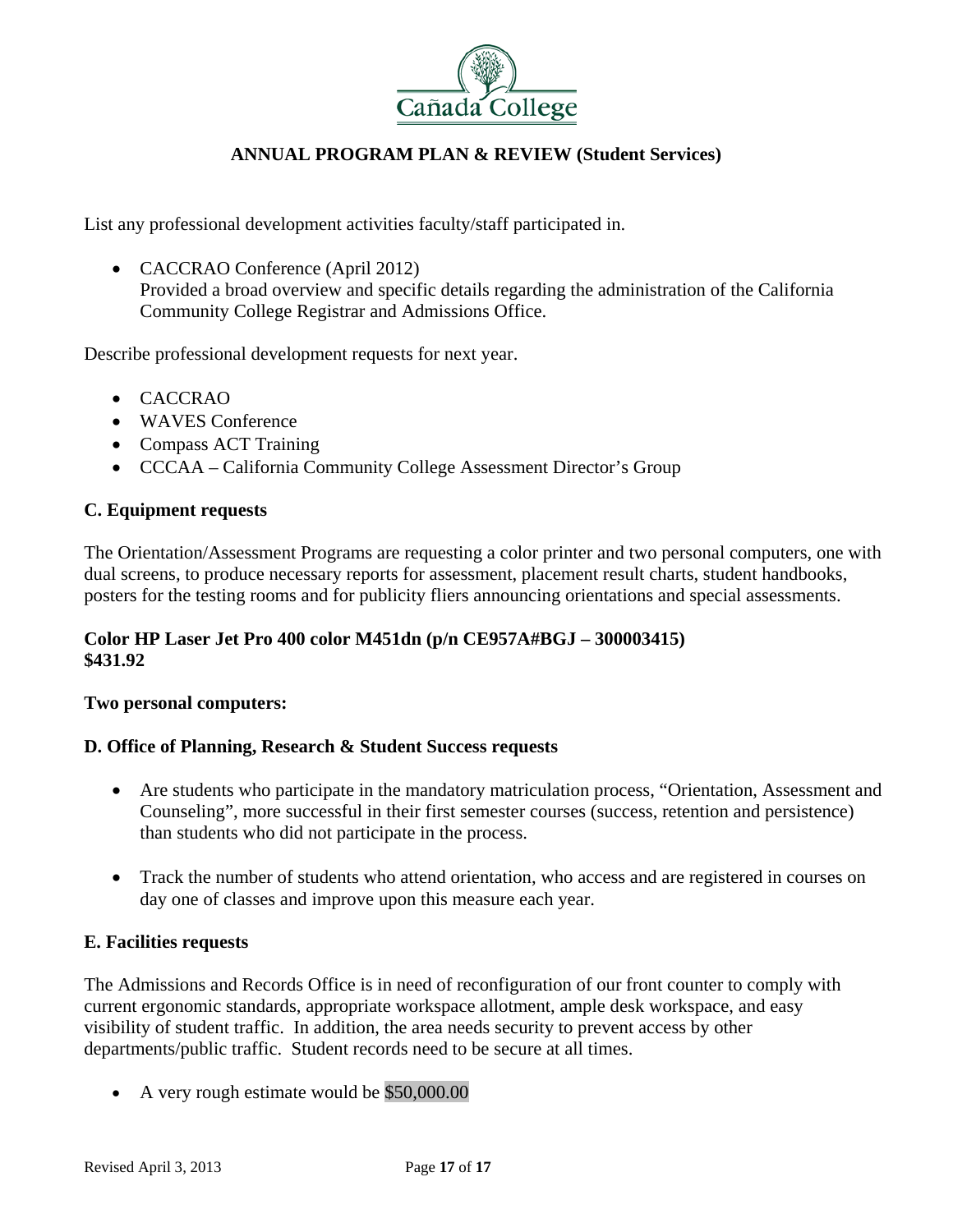List any professional development activities faculty/staff participated in.

- CACCRAO Conference (April 2012)
  Provided a broad overview and specific details regarding the administration of the California Community College Registrar and Admissions Office.

Describe professional development requests for next year.

- CACCRAO
- WAVES Conference
- Compass ACT Training
- CCCAA – California Community College Assessment Director's Group

**C. Equipment requests**

The Orientation/Assessment Programs are requesting a color printer and two personal computers, one with dual screens, to produce necessary reports for assessment, placement result charts, student handbooks, posters for the testing rooms and for publicity fliers announcing orientations and special assessments.

**Color HP Laser Jet Pro 400 color M451dn (p/n CE957A#BGJ – 300003415)**
**$431.92**

**Two personal computers:**

**D. Office of Planning, Research & Student Success requests**

- Are students who participate in the mandatory matriculation process, "Orientation, Assessment and Counseling", more successful in their first semester courses (success, retention and persistence) than students who did not participate in the process.

- Track the number of students who attend orientation, who access and are registered in courses on day one of classes and improve upon this measure each year.

**E. Facilities requests**

The Admissions and Records Office is in need of reconfiguration of our front counter to comply with current ergonomic standards, appropriate workspace allotment, ample desk workspace, and easy visibility of student traffic. In addition, the area needs security to prevent access by other departments/public traffic. Student records need to be secure at all times.

- A very rough estimate would be $50,000.00